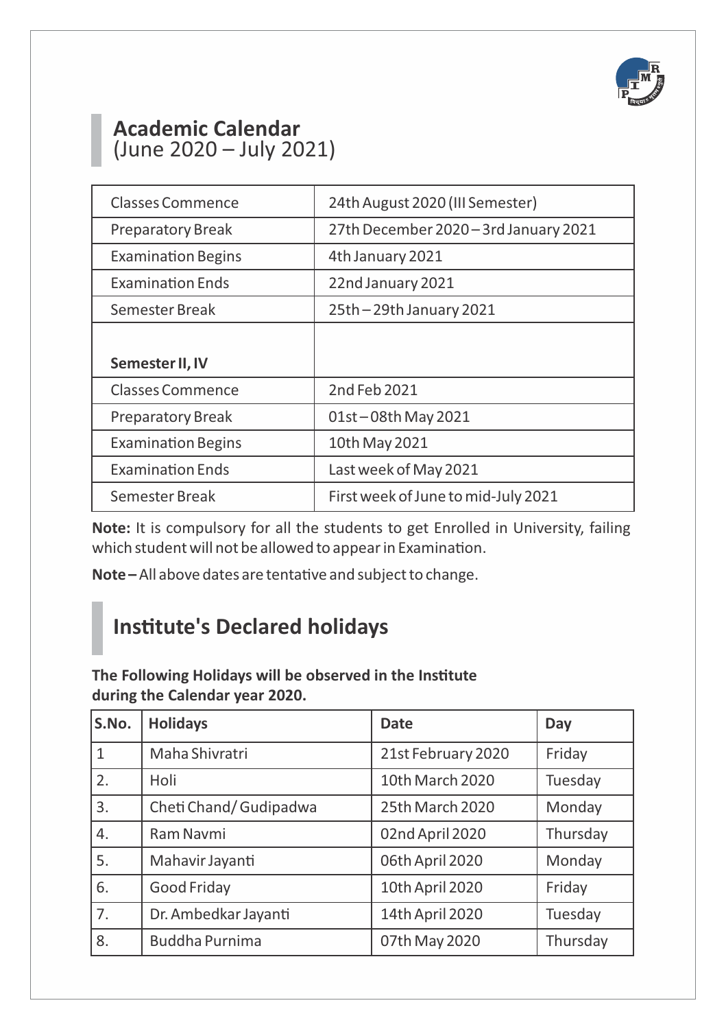# Academic Calendar
(June 2020 – July 2021)

| | |
|---|---|
| Classes Commence | 24th August 2020 (III Semester) |
| Preparatory Break | 27th December 2020 – 3rd January 2021 |
| Examination Begins | 4th January 2021 |
| Examination Ends | 22nd January 2021 |
| Semester Break | 25th – 29th January 2021 |
| **Semester II, IV** | |
| Classes Commence | 2nd Feb 2021 |
| Preparatory Break | 01st – 08th May 2021 |
| Examination Begins | 10th May 2021 |
| Examination Ends | Last week of May 2021 |
| Semester Break | First week of June to mid-July 2021 |

**Note:** It is compulsory for all the students to get Enrolled in University, failing which student will not be allowed to appear in Examination.

**Note –** All above dates are tentative and subject to change.

# Institute's Declared holidays

**The Following Holidays will be observed in the Institute during the Calendar year 2020.**

| S.No. | Holidays | Date | Day |
|---|---|---|---|
| 1 | Maha Shivratri | 21st February 2020 | Friday |
| 2. | Holi | 10th March 2020 | Tuesday |
| 3. | Cheti Chand/ Gudipadwa | 25th March 2020 | Monday |
| 4. | Ram Navmi | 02nd April 2020 | Thursday |
| 5. | Mahavir Jayanti | 06th April 2020 | Monday |
| 6. | Good Friday | 10th April 2020 | Friday |
| 7. | Dr. Ambedkar Jayanti | 14th April 2020 | Tuesday |
| 8. | Buddha Purnima | 07th May 2020 | Thursday |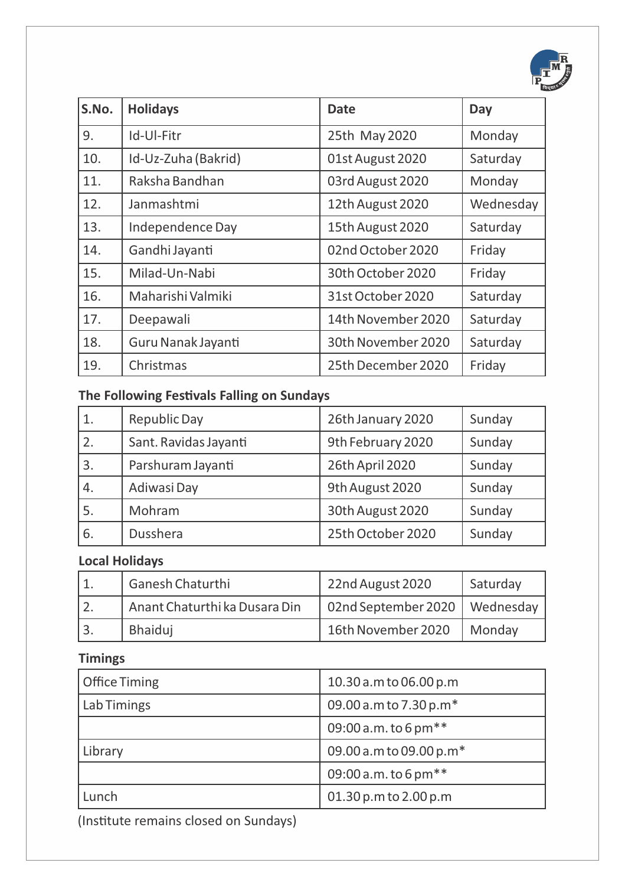| S.No. | Holidays | Date | Day |
|---|---|---|---|
| 9. | Id-Ul-Fitr | 25th May 2020 | Monday |
| 10. | Id-Uz-Zuha (Bakrid) | 01st August 2020 | Saturday |
| 11. | Raksha Bandhan | 03rd August 2020 | Monday |
| 12. | Janmashtmi | 12th August 2020 | Wednesday |
| 13. | Independence Day | 15th August 2020 | Saturday |
| 14. | Gandhi Jayanti | 02nd October 2020 | Friday |
| 15. | Milad-Un-Nabi | 30th October 2020 | Friday |
| 16. | Maharishi Valmiki | 31st October 2020 | Saturday |
| 17. | Deepawali | 14th November 2020 | Saturday |
| 18. | Guru Nanak Jayanti | 30th November 2020 | Saturday |
| 19. | Christmas | 25th December 2020 | Friday |

**The Following Festivals Falling on Sundays**

| | | | |
|---|---|---|---|
| 1. | Republic Day | 26th January 2020 | Sunday |
| 2. | Sant. Ravidas Jayanti | 9th February 2020 | Sunday |
| 3. | Parshuram Jayanti | 26th April 2020 | Sunday |
| 4. | Adiwasi Day | 9th August 2020 | Sunday |
| 5. | Mohram | 30th August 2020 | Sunday |
| 6. | Dusshera | 25th October 2020 | Sunday |

**Local Holidays**

| | | | |
|---|---|---|---|
| 1. | Ganesh Chaturthi | 22nd August 2020 | Saturday |
| 2. | Anant Chaturthi ka Dusara Din | 02nd September 2020 | Wednesday |
| 3. | Bhaiduj | 16th November 2020 | Monday |

**Timings**

| | |
|---|---|
| Office Timing | 10.30 a.m to 06.00 p.m |
| Lab Timings | 09.00 a.m to 7.30 p.m* |
| | 09:00 a.m. to 6 pm** |
| Library | 09.00 a.m to 09.00 p.m* |
| | 09:00 a.m. to 6 pm** |
| Lunch | 01.30 p.m to 2.00 p.m |

(Institute remains closed on Sundays)